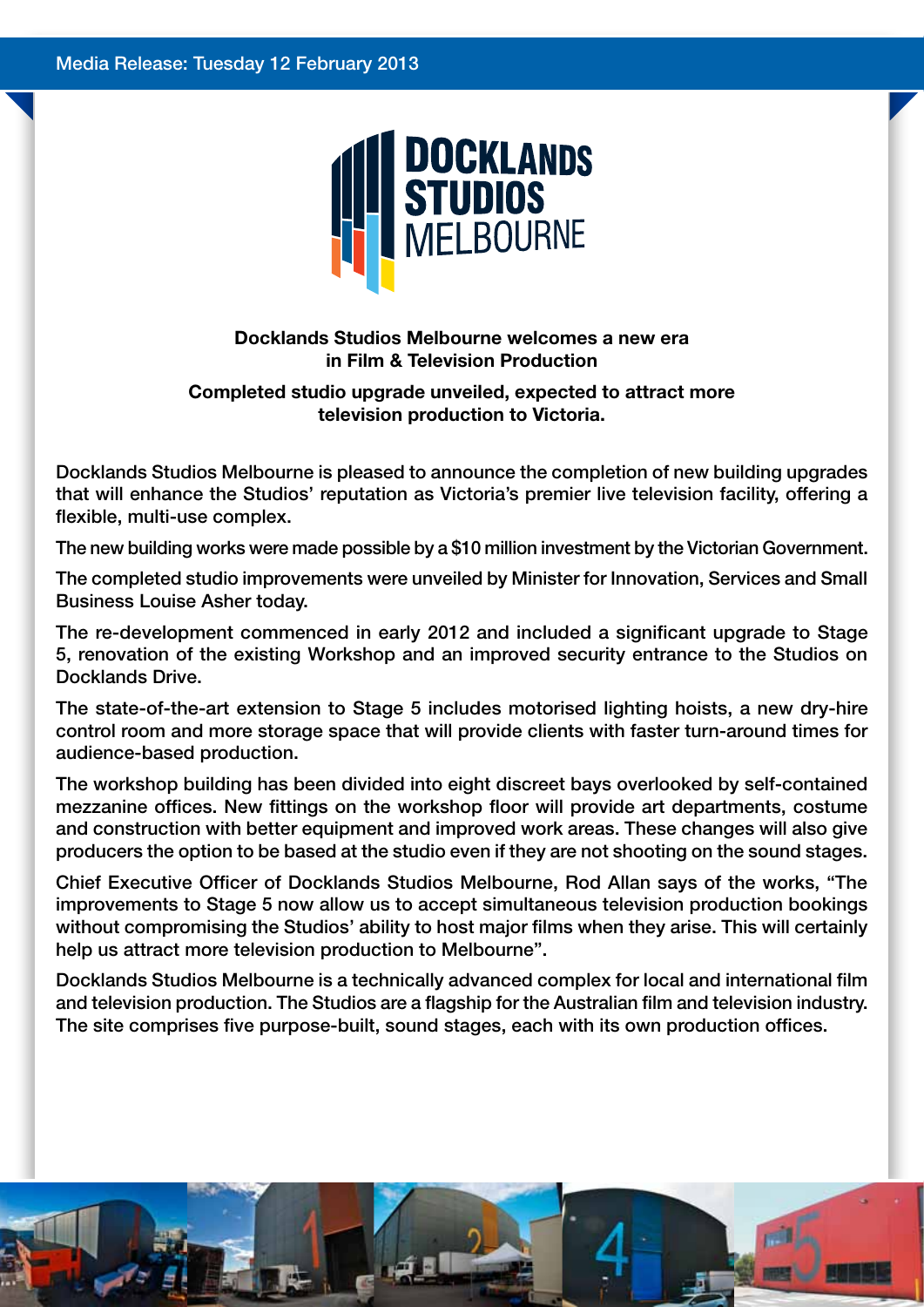Media Release: Tuesday 12 February 2013

# Docklands Studios Melbourne welcomes a new era in Film & Television Production

## Completed studio upgrade unveiled, expected to attract more television production to Victoria.

Docklands Studios Melbourne is pleased to announce the completion of new building upgrades that will enhance the Studios' reputation as Victoria's premier live television facility, offering a flexible, multi-use complex.

The new building works were made possible by a $10 million investment by the Victorian Government.

The completed studio improvements were unveiled by Minister for Innovation, Services and Small Business Louise Asher today.

The re-development commenced in early 2012 and included a significant upgrade to Stage 5, renovation of the existing Workshop and an improved security entrance to the Studios on Docklands Drive.

The state-of-the-art extension to Stage 5 includes motorised lighting hoists, a new dry-hire control room and more storage space that will provide clients with faster turn-around times for audience-based production.

The workshop building has been divided into eight discreet bays overlooked by self-contained mezzanine offices. New fittings on the workshop floor will provide art departments, costume and construction with better equipment and improved work areas. These changes will also give producers the option to be based at the studio even if they are not shooting on the sound stages.

Chief Executive Officer of Docklands Studios Melbourne, Rod Allan says of the works, "The improvements to Stage 5 now allow us to accept simultaneous television production bookings without compromising the Studios' ability to host major films when they arise. This will certainly help us attract more television production to Melbourne".

Docklands Studios Melbourne is a technically advanced complex for local and international film and television production. The Studios are a flagship for the Australian film and television industry. The site comprises five purpose-built, sound stages, each with its own production offices.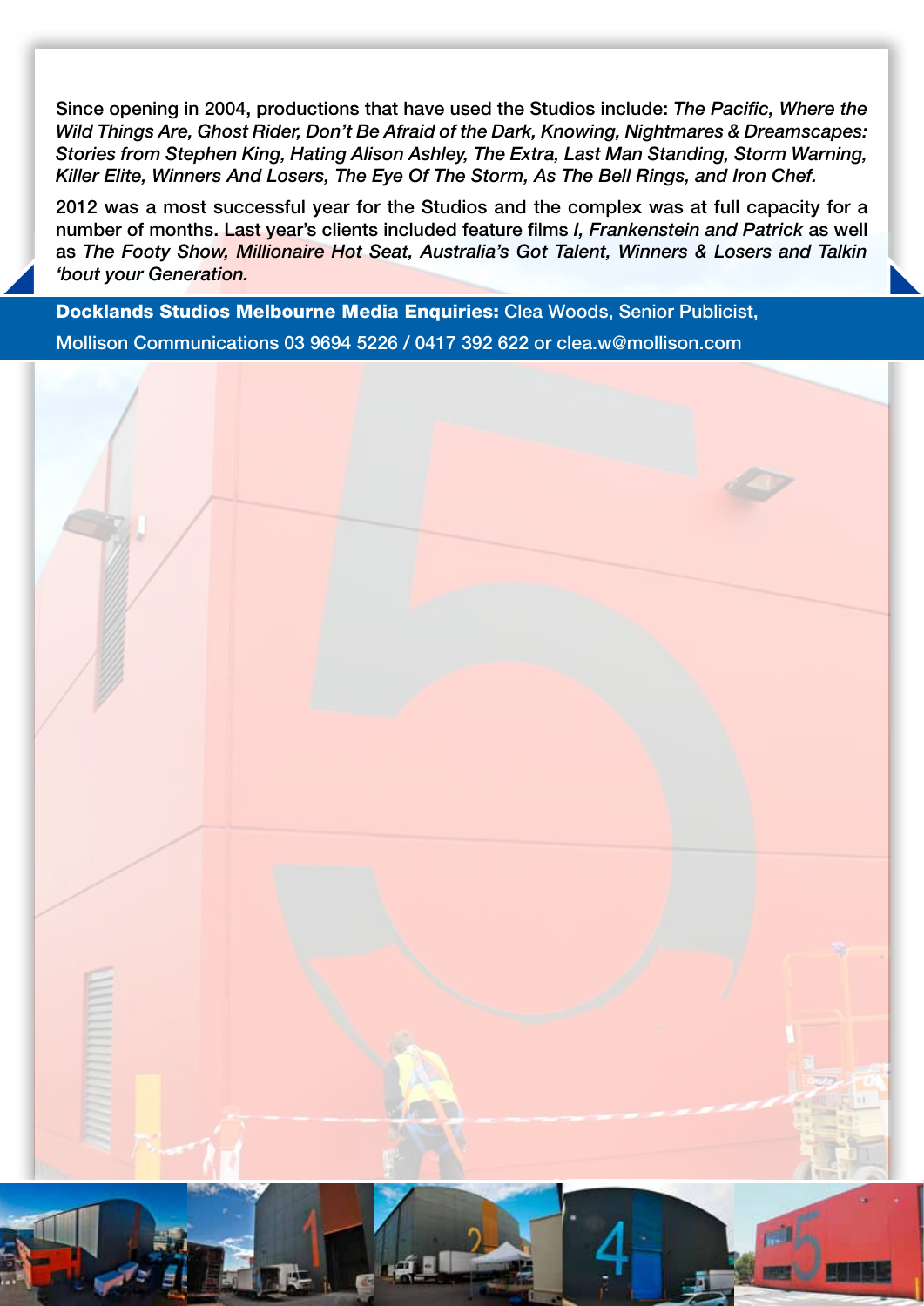Since opening in 2004, productions that have used the Studios include: *The Pacific, Where the Wild Things Are, Ghost Rider, Don't Be Afraid of the Dark, Knowing, Nightmares & Dreamscapes: Stories from Stephen King, Hating Alison Ashley, The Extra, Last Man Standing, Storm Warning, Killer Elite, Winners And Losers, The Eye Of The Storm, As The Bell Rings, and Iron Chef.*

2012 was a most successful year for the Studios and the complex was at full capacity for a number of months. Last year's clients included feature films *I, Frankenstein and Patrick* as well as *The Footy Show, Millionaire Hot Seat, Australia's Got Talent, Winners & Losers and Talkin 'bout your Generation.*

**Docklands Studios Melbourne Media Enquiries:** Clea Woods, Senior Publicist, Mollison Communications 03 9694 5226 / 0417 392 622 or clea.w@mollison.com